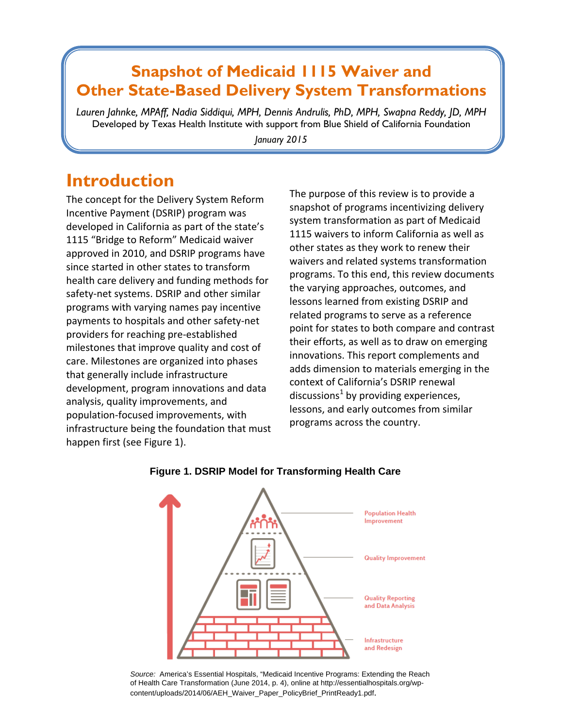# Snapshot of Medicaid 1115 Waiver and Other State-Based Delivery System Transformations

*Lauren Jahnke, MPAff, Nadia Siddiqui, MPH, Dennis Andrulis, PhD, MPH, Swapna Reddy, JD, MPH*

Developed by Texas Health Institute with support from Blue Shield of California Foundation

*January 2015*

## Introduction

The concept for the Delivery System Reform Incentive Payment (DSRIP) program was developed in California as part of the state's 1115 "Bridge to Reform" Medicaid waiver approved in 2010, and DSRIP programs have since started in other states to transform health care delivery and funding methods for safety-net systems. DSRIP and other similar programs with varying names pay incentive payments to hospitals and other safety-net providers for reaching pre-established milestones that improve quality and cost of care. Milestones are organized into phases that generally include infrastructure development, program innovations and data analysis, quality improvements, and population-focused improvements, with infrastructure being the foundation that must happen first (see Figure 1).

The purpose of this review is to provide a snapshot of programs incentivizing delivery system transformation as part of Medicaid 1115 waivers to inform California as well as other states as they work to renew their waivers and related systems transformation programs. To this end, this review documents the varying approaches, outcomes, and lessons learned from existing DSRIP and related programs to serve as a reference point for states to both compare and contrast their efforts, as well as to draw on emerging innovations. This report complements and adds dimension to materials emerging in the context of California's DSRIP renewal discussions[1] by providing experiences, lessons, and early outcomes from similar programs across the country.

**Figure 1. DSRIP Model for Transforming Health Care**

Population Health Improvement

Quality Improvement

Quality Reporting and Data Analysis

Infrastructure and Redesign

*Source:* America's Essential Hospitals, "Medicaid Incentive Programs: Extending the Reach of Health Care Transformation (June 2014, p. 4), online at http://essentialhospitals.org/wp-content/uploads/2014/06/AEH_Waiver_Paper_PolicyBrief_PrintReady1.pdf.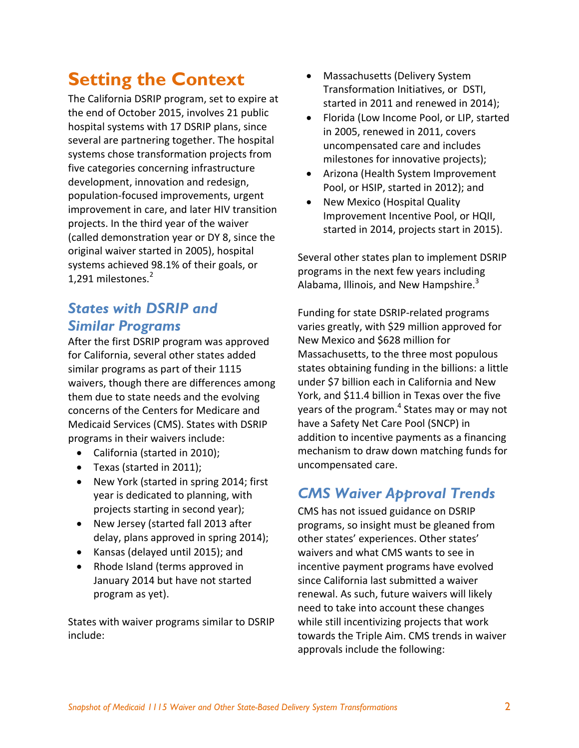# Setting the Context

The California DSRIP program, set to expire at the end of October 2015, involves 21 public hospital systems with 17 DSRIP plans, since several are partnering together. The hospital systems chose transformation projects from five categories concerning infrastructure development, innovation and redesign, population-focused improvements, urgent improvement in care, and later HIV transition projects. In the third year of the waiver (called demonstration year or DY 8, since the original waiver started in 2005), hospital systems achieved 98.1% of their goals, or 1,291 milestones.[2]

## *States with DSRIP and Similar Programs*

After the first DSRIP program was approved for California, several other states added similar programs as part of their 1115 waivers, though there are differences among them due to state needs and the evolving concerns of the Centers for Medicare and Medicaid Services (CMS). States with DSRIP programs in their waivers include:

- California (started in 2010);
- Texas (started in 2011);
- New York (started in spring 2014; first year is dedicated to planning, with projects starting in second year);
- New Jersey (started fall 2013 after delay, plans approved in spring 2014);
- Kansas (delayed until 2015); and
- Rhode Island (terms approved in January 2014 but have not started program as yet).

States with waiver programs similar to DSRIP include:

- Massachusetts (Delivery System Transformation Initiatives, or DSTI, started in 2011 and renewed in 2014);
- Florida (Low Income Pool, or LIP, started in 2005, renewed in 2011, covers uncompensated care and includes milestones for innovative projects);
- Arizona (Health System Improvement Pool, or HSIP, started in 2012); and
- New Mexico (Hospital Quality Improvement Incentive Pool, or HQII, started in 2014, projects start in 2015).

Several other states plan to implement DSRIP programs in the next few years including Alabama, Illinois, and New Hampshire.[3]

Funding for state DSRIP-related programs varies greatly, with $29 million approved for New Mexico and $628 million for Massachusetts, to the three most populous states obtaining funding in the billions: a little under $7 billion each in California and New York, and $11.4 billion in Texas over the five years of the program.[4] States may or may not have a Safety Net Care Pool (SNCP) in addition to incentive payments as a financing mechanism to draw down matching funds for uncompensated care.

## *CMS Waiver Approval Trends*

CMS has not issued guidance on DSRIP programs, so insight must be gleaned from other states' experiences. Other states' waivers and what CMS wants to see in incentive payment programs have evolved since California last submitted a waiver renewal. As such, future waivers will likely need to take into account these changes while still incentivizing projects that work towards the Triple Aim. CMS trends in waiver approvals include the following: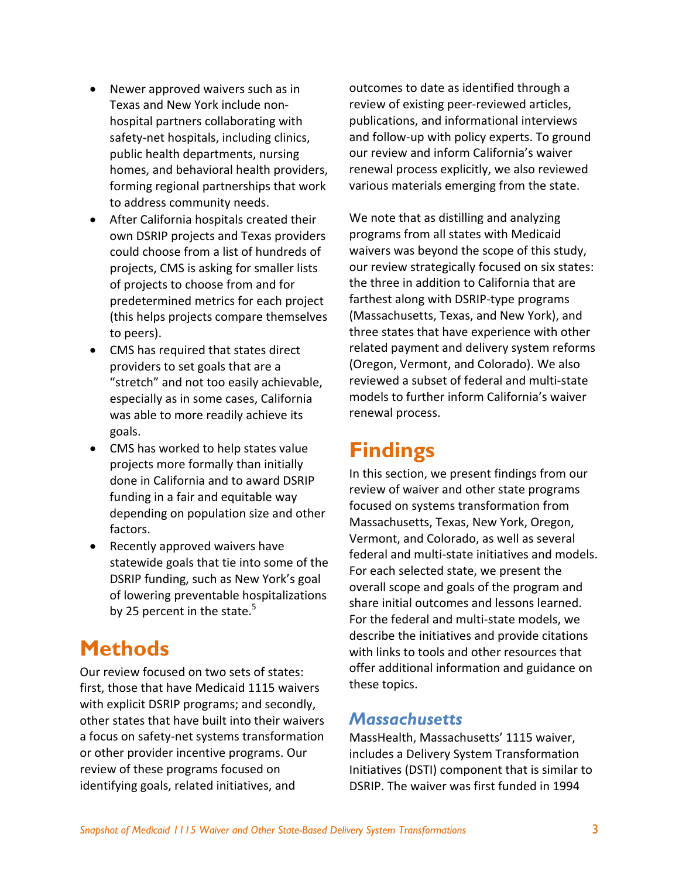- Newer approved waivers such as in Texas and New York include non-hospital partners collaborating with safety-net hospitals, including clinics, public health departments, nursing homes, and behavioral health providers, forming regional partnerships that work to address community needs.
- After California hospitals created their own DSRIP projects and Texas providers could choose from a list of hundreds of projects, CMS is asking for smaller lists of projects to choose from and for predetermined metrics for each project (this helps projects compare themselves to peers).
- CMS has required that states direct providers to set goals that are a "stretch" and not too easily achievable, especially as in some cases, California was able to more readily achieve its goals.
- CMS has worked to help states value projects more formally than initially done in California and to award DSRIP funding in a fair and equitable way depending on population size and other factors.
- Recently approved waivers have statewide goals that tie into some of the DSRIP funding, such as New York's goal of lowering preventable hospitalizations by 25 percent in the state.[5]

# Methods

Our review focused on two sets of states: first, those that have Medicaid 1115 waivers with explicit DSRIP programs; and secondly, other states that have built into their waivers a focus on safety-net systems transformation or other provider incentive programs. Our review of these programs focused on identifying goals, related initiatives, and outcomes to date as identified through a review of existing peer-reviewed articles, publications, and informational interviews and follow-up with policy experts. To ground our review and inform California's waiver renewal process explicitly, we also reviewed various materials emerging from the state.

We note that as distilling and analyzing programs from all states with Medicaid waivers was beyond the scope of this study, our review strategically focused on six states: the three in addition to California that are farthest along with DSRIP-type programs (Massachusetts, Texas, and New York), and three states that have experience with other related payment and delivery system reforms (Oregon, Vermont, and Colorado). We also reviewed a subset of federal and multi-state models to further inform California's waiver renewal process.

# Findings

In this section, we present findings from our review of waiver and other state programs focused on systems transformation from Massachusetts, Texas, New York, Oregon, Vermont, and Colorado, as well as several federal and multi-state initiatives and models. For each selected state, we present the overall scope and goals of the program and share initial outcomes and lessons learned. For the federal and multi-state models, we describe the initiatives and provide citations with links to tools and other resources that offer additional information and guidance on these topics.

## *Massachusetts*

MassHealth, Massachusetts' 1115 waiver, includes a Delivery System Transformation Initiatives (DSTI) component that is similar to DSRIP. The waiver was first funded in 1994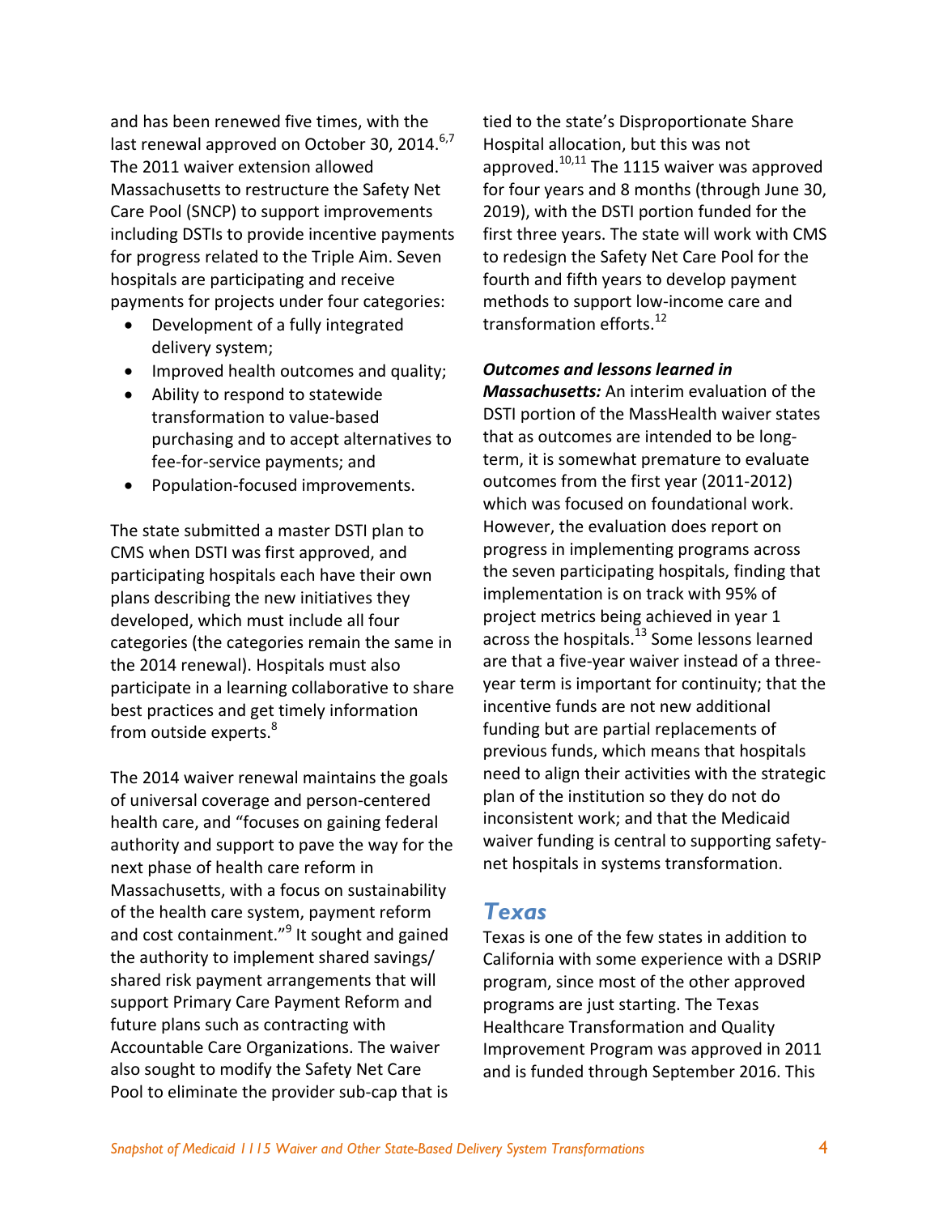and has been renewed five times, with the last renewal approved on October 30, 2014.[6,7] The 2011 waiver extension allowed Massachusetts to restructure the Safety Net Care Pool (SNCP) to support improvements including DSTIs to provide incentive payments for progress related to the Triple Aim. Seven hospitals are participating and receive payments for projects under four categories:

- Development of a fully integrated delivery system;
- Improved health outcomes and quality;
- Ability to respond to statewide transformation to value-based purchasing and to accept alternatives to fee-for-service payments; and
- Population-focused improvements.

The state submitted a master DSTI plan to CMS when DSTI was first approved, and participating hospitals each have their own plans describing the new initiatives they developed, which must include all four categories (the categories remain the same in the 2014 renewal). Hospitals must also participate in a learning collaborative to share best practices and get timely information from outside experts.[8]

The 2014 waiver renewal maintains the goals of universal coverage and person-centered health care, and "focuses on gaining federal authority and support to pave the way for the next phase of health care reform in Massachusetts, with a focus on sustainability of the health care system, payment reform and cost containment."[9] It sought and gained the authority to implement shared savings/ shared risk payment arrangements that will support Primary Care Payment Reform and future plans such as contracting with Accountable Care Organizations. The waiver also sought to modify the Safety Net Care Pool to eliminate the provider sub-cap that is tied to the state's Disproportionate Share Hospital allocation, but this was not approved.[10,11] The 1115 waiver was approved for four years and 8 months (through June 30, 2019), with the DSTI portion funded for the first three years. The state will work with CMS to redesign the Safety Net Care Pool for the fourth and fifth years to develop payment methods to support low-income care and transformation efforts.[12]

***Outcomes and lessons learned in Massachusetts:*** An interim evaluation of the DSTI portion of the MassHealth waiver states that as outcomes are intended to be long-term, it is somewhat premature to evaluate outcomes from the first year (2011-2012) which was focused on foundational work. However, the evaluation does report on progress in implementing programs across the seven participating hospitals, finding that implementation is on track with 95% of project metrics being achieved in year 1 across the hospitals.[13] Some lessons learned are that a five-year waiver instead of a three-year term is important for continuity; that the incentive funds are not new additional funding but are partial replacements of previous funds, which means that hospitals need to align their activities with the strategic plan of the institution so they do not do inconsistent work; and that the Medicaid waiver funding is central to supporting safety-net hospitals in systems transformation.

## Texas

Texas is one of the few states in addition to California with some experience with a DSRIP program, since most of the other approved programs are just starting. The Texas Healthcare Transformation and Quality Improvement Program was approved in 2011 and is funded through September 2016. This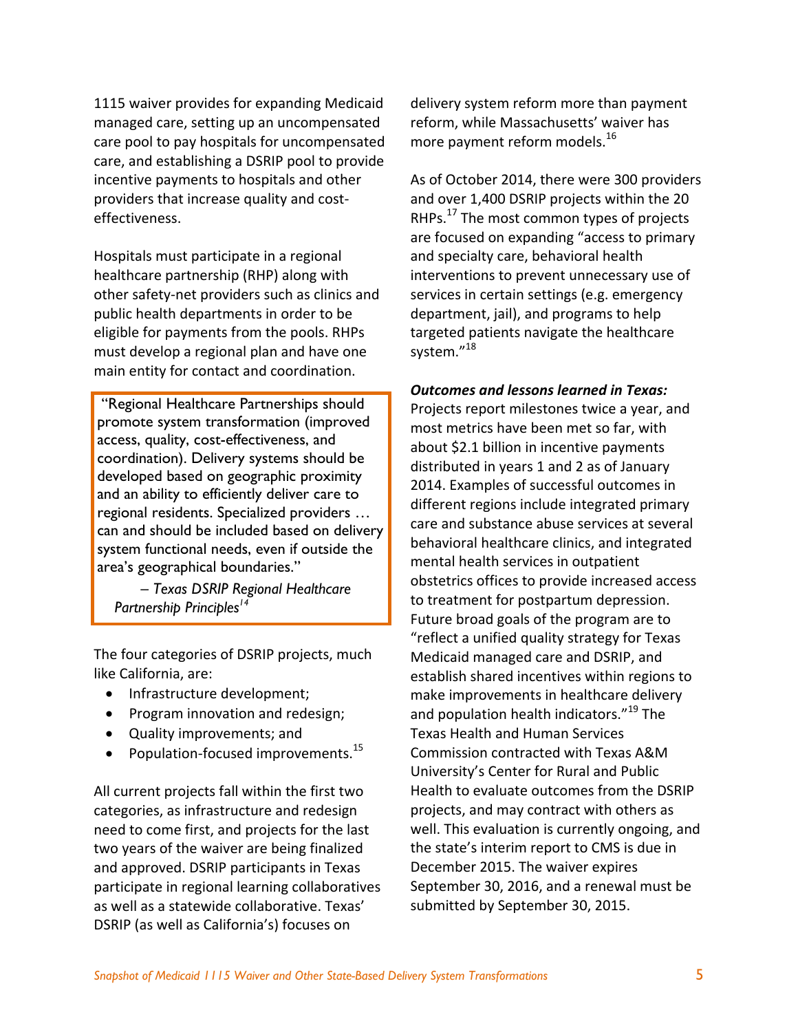1115 waiver provides for expanding Medicaid managed care, setting up an uncompensated care pool to pay hospitals for uncompensated care, and establishing a DSRIP pool to provide incentive payments to hospitals and other providers that increase quality and cost-effectiveness.

Hospitals must participate in a regional healthcare partnership (RHP) along with other safety-net providers such as clinics and public health departments in order to be eligible for payments from the pools. RHPs must develop a regional plan and have one main entity for contact and coordination.

> "Regional Healthcare Partnerships should promote system transformation (improved access, quality, cost-effectiveness, and coordination). Delivery systems should be developed based on geographic proximity and an ability to efficiently deliver care to regional residents. Specialized providers … can and should be included based on delivery system functional needs, even if outside the area's geographical boundaries."
>
> – *Texas DSRIP Regional Healthcare Partnership Principles*[14]

The four categories of DSRIP projects, much like California, are:

- Infrastructure development;
- Program innovation and redesign;
- Quality improvements; and
- Population-focused improvements.[15]

All current projects fall within the first two categories, as infrastructure and redesign need to come first, and projects for the last two years of the waiver are being finalized and approved. DSRIP participants in Texas participate in regional learning collaboratives as well as a statewide collaborative. Texas' DSRIP (as well as California's) focuses on delivery system reform more than payment reform, while Massachusetts' waiver has more payment reform models.[16]

As of October 2014, there were 300 providers and over 1,400 DSRIP projects within the 20 RHPs.[17] The most common types of projects are focused on expanding "access to primary and specialty care, behavioral health interventions to prevent unnecessary use of services in certain settings (e.g. emergency department, jail), and programs to help targeted patients navigate the healthcare system."[18]

***Outcomes and lessons learned in Texas:*** Projects report milestones twice a year, and most metrics have been met so far, with about $2.1 billion in incentive payments distributed in years 1 and 2 as of January 2014. Examples of successful outcomes in different regions include integrated primary care and substance abuse services at several behavioral healthcare clinics, and integrated mental health services in outpatient obstetrics offices to provide increased access to treatment for postpartum depression. Future broad goals of the program are to "reflect a unified quality strategy for Texas Medicaid managed care and DSRIP, and establish shared incentives within regions to make improvements in healthcare delivery and population health indicators."[19] The Texas Health and Human Services Commission contracted with Texas A&M University's Center for Rural and Public Health to evaluate outcomes from the DSRIP projects, and may contract with others as well. This evaluation is currently ongoing, and the state's interim report to CMS is due in December 2015. The waiver expires September 30, 2016, and a renewal must be submitted by September 30, 2015.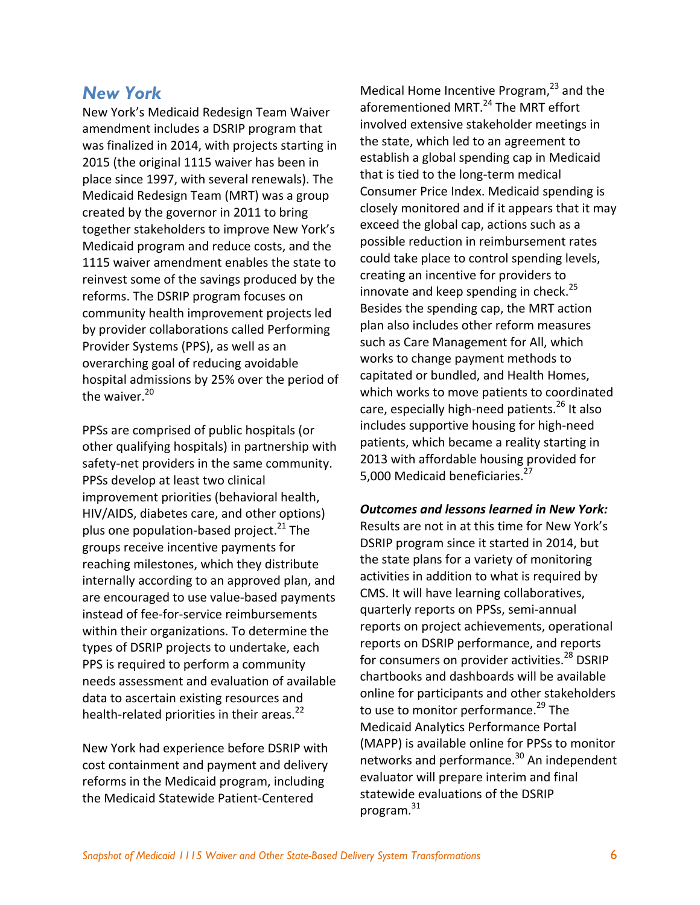## *New York*

New York's Medicaid Redesign Team Waiver amendment includes a DSRIP program that was finalized in 2014, with projects starting in 2015 (the original 1115 waiver has been in place since 1997, with several renewals). The Medicaid Redesign Team (MRT) was a group created by the governor in 2011 to bring together stakeholders to improve New York's Medicaid program and reduce costs, and the 1115 waiver amendment enables the state to reinvest some of the savings produced by the reforms. The DSRIP program focuses on community health improvement projects led by provider collaborations called Performing Provider Systems (PPS), as well as an overarching goal of reducing avoidable hospital admissions by 25% over the period of the waiver.[20]

PPSs are comprised of public hospitals (or other qualifying hospitals) in partnership with safety-net providers in the same community. PPSs develop at least two clinical improvement priorities (behavioral health, HIV/AIDS, diabetes care, and other options) plus one population-based project.[21] The groups receive incentive payments for reaching milestones, which they distribute internally according to an approved plan, and are encouraged to use value-based payments instead of fee-for-service reimbursements within their organizations. To determine the types of DSRIP projects to undertake, each PPS is required to perform a community needs assessment and evaluation of available data to ascertain existing resources and health-related priorities in their areas.[22]

New York had experience before DSRIP with cost containment and payment and delivery reforms in the Medicaid program, including the Medicaid Statewide Patient-Centered Medical Home Incentive Program,[23] and the aforementioned MRT.[24] The MRT effort involved extensive stakeholder meetings in the state, which led to an agreement to establish a global spending cap in Medicaid that is tied to the long-term medical Consumer Price Index. Medicaid spending is closely monitored and if it appears that it may exceed the global cap, actions such as a possible reduction in reimbursement rates could take place to control spending levels, creating an incentive for providers to innovate and keep spending in check.[25] Besides the spending cap, the MRT action plan also includes other reform measures such as Care Management for All, which works to change payment methods to capitated or bundled, and Health Homes, which works to move patients to coordinated care, especially high-need patients.[26] It also includes supportive housing for high-need patients, which became a reality starting in 2013 with affordable housing provided for 5,000 Medicaid beneficiaries.[27]

***Outcomes and lessons learned in New York:*** Results are not in at this time for New York's DSRIP program since it started in 2014, but the state plans for a variety of monitoring activities in addition to what is required by CMS. It will have learning collaboratives, quarterly reports on PPSs, semi-annual reports on project achievements, operational reports on DSRIP performance, and reports for consumers on provider activities.[28] DSRIP chartbooks and dashboards will be available online for participants and other stakeholders to use to monitor performance.[29] The Medicaid Analytics Performance Portal (MAPP) is available online for PPSs to monitor networks and performance.[30] An independent evaluator will prepare interim and final statewide evaluations of the DSRIP program.[31]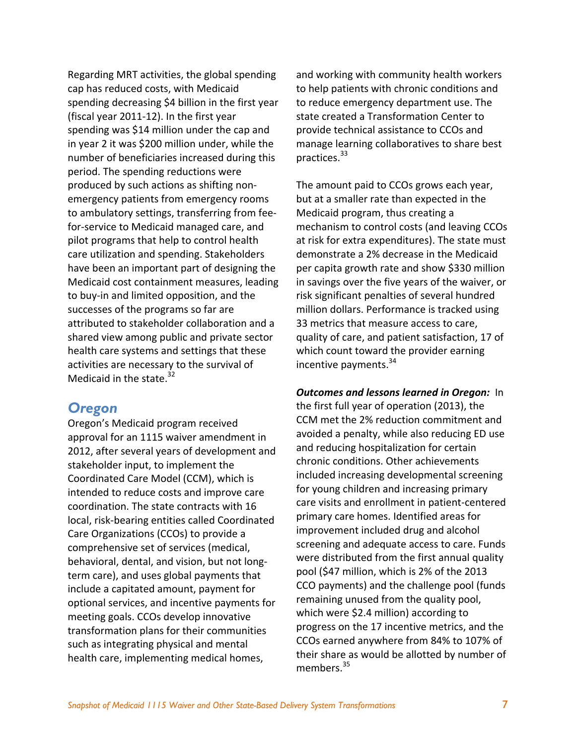Regarding MRT activities, the global spending cap has reduced costs, with Medicaid spending decreasing $4 billion in the first year (fiscal year 2011-12). In the first year spending was $14 million under the cap and in year 2 it was $200 million under, while the number of beneficiaries increased during this period. The spending reductions were produced by such actions as shifting non-emergency patients from emergency rooms to ambulatory settings, transferring from fee-for-service to Medicaid managed care, and pilot programs that help to control health care utilization and spending. Stakeholders have been an important part of designing the Medicaid cost containment measures, leading to buy-in and limited opposition, and the successes of the programs so far are attributed to stakeholder collaboration and a shared view among public and private sector health care systems and settings that these activities are necessary to the survival of Medicaid in the state.[32]

## Oregon

Oregon's Medicaid program received approval for an 1115 waiver amendment in 2012, after several years of development and stakeholder input, to implement the Coordinated Care Model (CCM), which is intended to reduce costs and improve care coordination. The state contracts with 16 local, risk-bearing entities called Coordinated Care Organizations (CCOs) to provide a comprehensive set of services (medical, behavioral, dental, and vision, but not long-term care), and uses global payments that include a capitated amount, payment for optional services, and incentive payments for meeting goals. CCOs develop innovative transformation plans for their communities such as integrating physical and mental health care, implementing medical homes, and working with community health workers to help patients with chronic conditions and to reduce emergency department use. The state created a Transformation Center to provide technical assistance to CCOs and manage learning collaboratives to share best practices.[33]

The amount paid to CCOs grows each year, but at a smaller rate than expected in the Medicaid program, thus creating a mechanism to control costs (and leaving CCOs at risk for extra expenditures). The state must demonstrate a 2% decrease in the Medicaid per capita growth rate and show $330 million in savings over the five years of the waiver, or risk significant penalties of several hundred million dollars. Performance is tracked using 33 metrics that measure access to care, quality of care, and patient satisfaction, 17 of which count toward the provider earning incentive payments.[34]

***Outcomes and lessons learned in Oregon:*** In the first full year of operation (2013), the CCM met the 2% reduction commitment and avoided a penalty, while also reducing ED use and reducing hospitalization for certain chronic conditions. Other achievements included increasing developmental screening for young children and increasing primary care visits and enrollment in patient-centered primary care homes. Identified areas for improvement included drug and alcohol screening and adequate access to care. Funds were distributed from the first annual quality pool ($47 million, which is 2% of the 2013 CCO payments) and the challenge pool (funds remaining unused from the quality pool, which were $2.4 million) according to progress on the 17 incentive metrics, and the CCOs earned anywhere from 84% to 107% of their share as would be allotted by number of members.[35]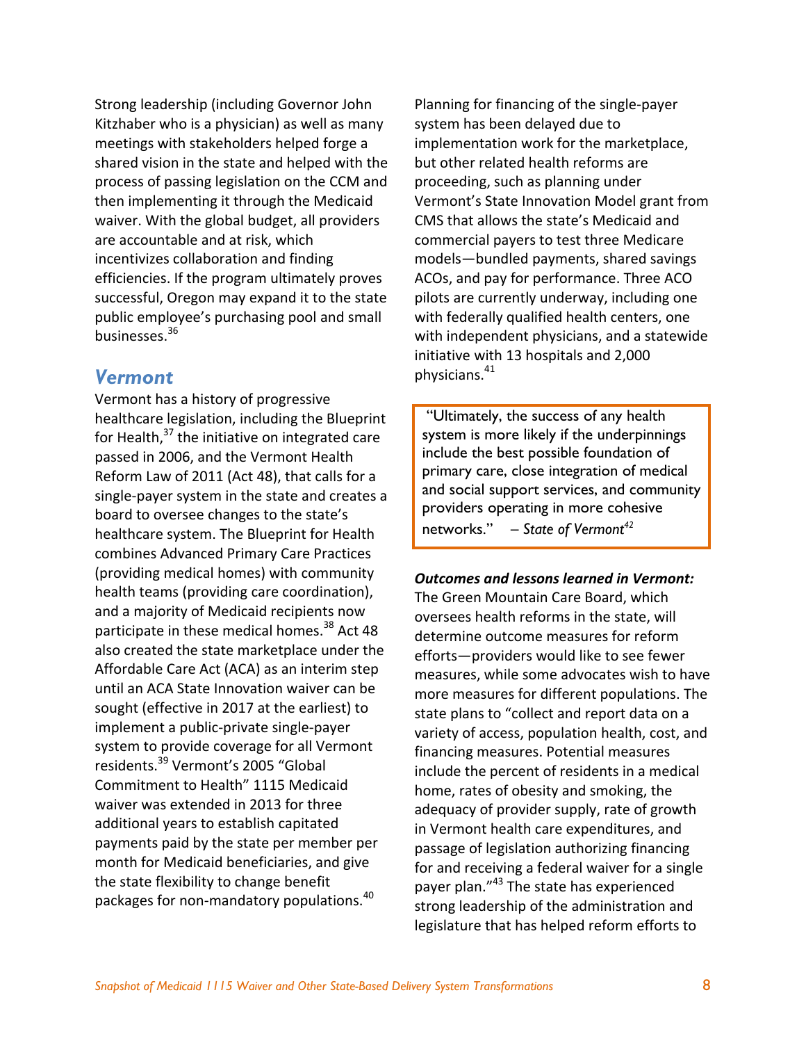Strong leadership (including Governor John Kitzhaber who is a physician) as well as many meetings with stakeholders helped forge a shared vision in the state and helped with the process of passing legislation on the CCM and then implementing it through the Medicaid waiver. With the global budget, all providers are accountable and at risk, which incentivizes collaboration and finding efficiencies. If the program ultimately proves successful, Oregon may expand it to the state public employee's purchasing pool and small businesses.[36]

## *Vermont*

Vermont has a history of progressive healthcare legislation, including the Blueprint for Health,[37] the initiative on integrated care passed in 2006, and the Vermont Health Reform Law of 2011 (Act 48), that calls for a single-payer system in the state and creates a board to oversee changes to the state's healthcare system. The Blueprint for Health combines Advanced Primary Care Practices (providing medical homes) with community health teams (providing care coordination), and a majority of Medicaid recipients now participate in these medical homes.[38] Act 48 also created the state marketplace under the Affordable Care Act (ACA) as an interim step until an ACA State Innovation waiver can be sought (effective in 2017 at the earliest) to implement a public-private single-payer system to provide coverage for all Vermont residents.[39] Vermont's 2005 "Global Commitment to Health" 1115 Medicaid waiver was extended in 2013 for three additional years to establish capitated payments paid by the state per member per month for Medicaid beneficiaries, and give the state flexibility to change benefit packages for non-mandatory populations.[40]

Planning for financing of the single-payer system has been delayed due to implementation work for the marketplace, but other related health reforms are proceeding, such as planning under Vermont's State Innovation Model grant from CMS that allows the state's Medicaid and commercial payers to test three Medicare models—bundled payments, shared savings ACOs, and pay for performance. Three ACO pilots are currently underway, including one with federally qualified health centers, one with independent physicians, and a statewide initiative with 13 hospitals and 2,000 physicians.[41]

> "Ultimately, the success of any health system is more likely if the underpinnings include the best possible foundation of primary care, close integration of medical and social support services, and community providers operating in more cohesive networks." – *State of Vermont*[42]

***Outcomes and lessons learned in Vermont:*** The Green Mountain Care Board, which oversees health reforms in the state, will determine outcome measures for reform efforts—providers would like to see fewer measures, while some advocates wish to have more measures for different populations. The state plans to "collect and report data on a variety of access, population health, cost, and financing measures. Potential measures include the percent of residents in a medical home, rates of obesity and smoking, the adequacy of provider supply, rate of growth in Vermont health care expenditures, and passage of legislation authorizing financing for and receiving a federal waiver for a single payer plan."[43] The state has experienced strong leadership of the administration and legislature that has helped reform efforts to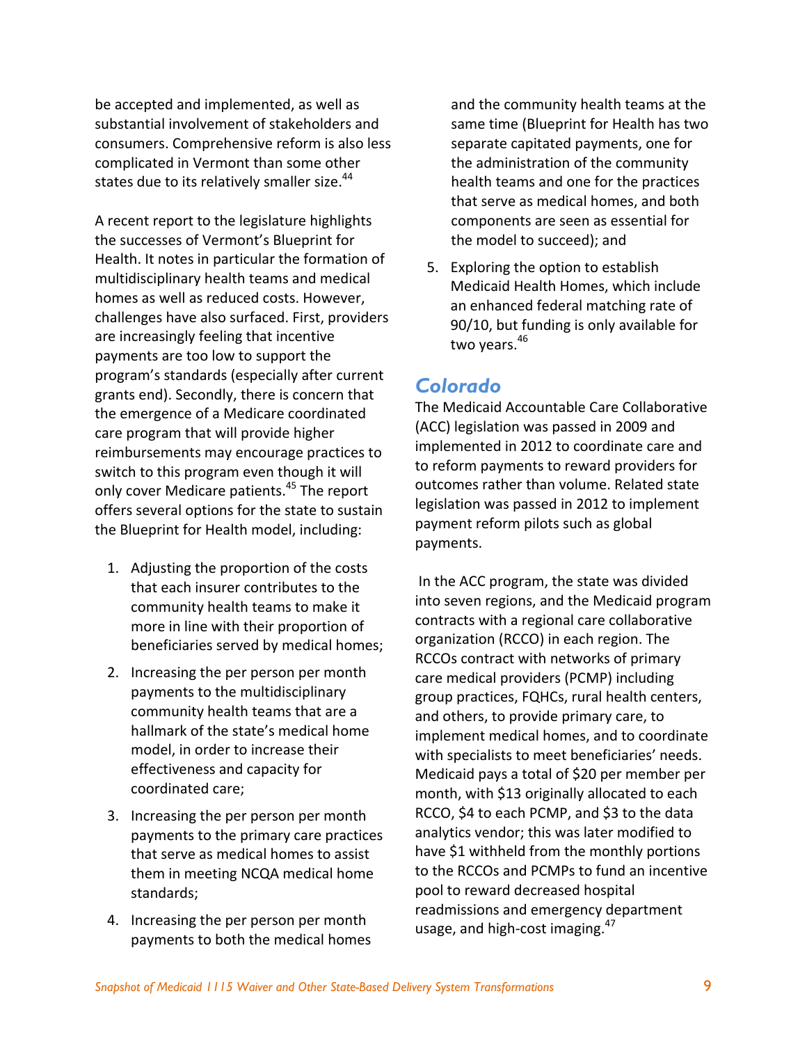be accepted and implemented, as well as substantial involvement of stakeholders and consumers. Comprehensive reform is also less complicated in Vermont than some other states due to its relatively smaller size.[44]

A recent report to the legislature highlights the successes of Vermont's Blueprint for Health. It notes in particular the formation of multidisciplinary health teams and medical homes as well as reduced costs. However, challenges have also surfaced. First, providers are increasingly feeling that incentive payments are too low to support the program's standards (especially after current grants end). Secondly, there is concern that the emergence of a Medicare coordinated care program that will provide higher reimbursements may encourage practices to switch to this program even though it will only cover Medicare patients.[45] The report offers several options for the state to sustain the Blueprint for Health model, including:

1. Adjusting the proportion of the costs that each insurer contributes to the community health teams to make it more in line with their proportion of beneficiaries served by medical homes;
2. Increasing the per person per month payments to the multidisciplinary community health teams that are a hallmark of the state's medical home model, in order to increase their effectiveness and capacity for coordinated care;
3. Increasing the per person per month payments to the primary care practices that serve as medical homes to assist them in meeting NCQA medical home standards;
4. Increasing the per person per month payments to both the medical homes and the community health teams at the same time (Blueprint for Health has two separate capitated payments, one for the administration of the community health teams and one for the practices that serve as medical homes, and both components are seen as essential for the model to succeed); and
5. Exploring the option to establish Medicaid Health Homes, which include an enhanced federal matching rate of 90/10, but funding is only available for two years.[46]

## Colorado

The Medicaid Accountable Care Collaborative (ACC) legislation was passed in 2009 and implemented in 2012 to coordinate care and to reform payments to reward providers for outcomes rather than volume. Related state legislation was passed in 2012 to implement payment reform pilots such as global payments.

In the ACC program, the state was divided into seven regions, and the Medicaid program contracts with a regional care collaborative organization (RCCO) in each region. The RCCOs contract with networks of primary care medical providers (PCMP) including group practices, FQHCs, rural health centers, and others, to provide primary care, to implement medical homes, and to coordinate with specialists to meet beneficiaries' needs. Medicaid pays a total of $20 per member per month, with $13 originally allocated to each RCCO, $4 to each PCMP, and $3 to the data analytics vendor; this was later modified to have $1 withheld from the monthly portions to the RCCOs and PCMPs to fund an incentive pool to reward decreased hospital readmissions and emergency department usage, and high-cost imaging.[47]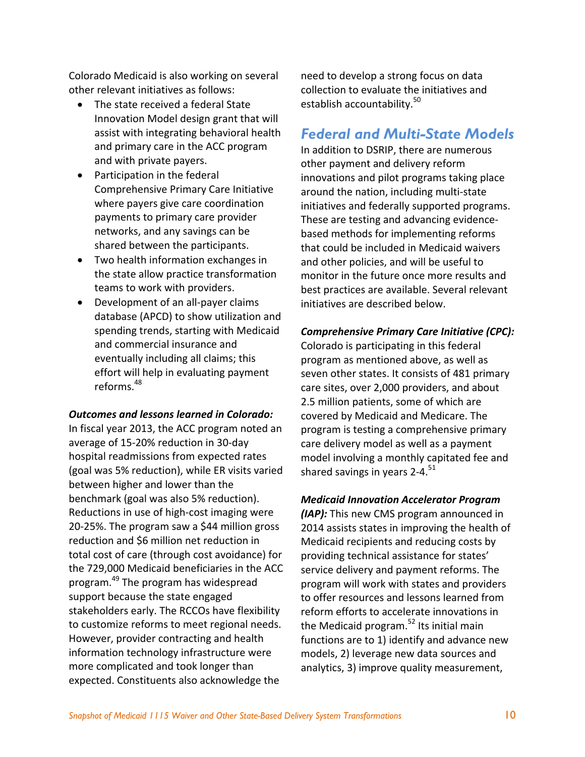Colorado Medicaid is also working on several other relevant initiatives as follows:

- The state received a federal State Innovation Model design grant that will assist with integrating behavioral health and primary care in the ACC program and with private payers.
- Participation in the federal Comprehensive Primary Care Initiative where payers give care coordination payments to primary care provider networks, and any savings can be shared between the participants.
- Two health information exchanges in the state allow practice transformation teams to work with providers.
- Development of an all-payer claims database (APCD) to show utilization and spending trends, starting with Medicaid and commercial insurance and eventually including all claims; this effort will help in evaluating payment reforms.[48]

***Outcomes and lessons learned in Colorado:*** In fiscal year 2013, the ACC program noted an average of 15-20% reduction in 30-day hospital readmissions from expected rates (goal was 5% reduction), while ER visits varied between higher and lower than the benchmark (goal was also 5% reduction). Reductions in use of high-cost imaging were 20-25%. The program saw a $44 million gross reduction and $6 million net reduction in total cost of care (through cost avoidance) for the 729,000 Medicaid beneficiaries in the ACC program.[49] The program has widespread support because the state engaged stakeholders early. The RCCOs have flexibility to customize reforms to meet regional needs. However, provider contracting and health information technology infrastructure were more complicated and took longer than expected. Constituents also acknowledge the need to develop a strong focus on data collection to evaluate the initiatives and establish accountability.[50]

## Federal and Multi-State Models

In addition to DSRIP, there are numerous other payment and delivery reform innovations and pilot programs taking place around the nation, including multi-state initiatives and federally supported programs. These are testing and advancing evidence-based methods for implementing reforms that could be included in Medicaid waivers and other policies, and will be useful to monitor in the future once more results and best practices are available. Several relevant initiatives are described below.

***Comprehensive Primary Care Initiative (CPC):*** Colorado is participating in this federal program as mentioned above, as well as seven other states. It consists of 481 primary care sites, over 2,000 providers, and about 2.5 million patients, some of which are covered by Medicaid and Medicare. The program is testing a comprehensive primary care delivery model as well as a payment model involving a monthly capitated fee and shared savings in years 2-4.[51]

***Medicaid Innovation Accelerator Program (IAP):*** This new CMS program announced in 2014 assists states in improving the health of Medicaid recipients and reducing costs by providing technical assistance for states' service delivery and payment reforms. The program will work with states and providers to offer resources and lessons learned from reform efforts to accelerate innovations in the Medicaid program.[52] Its initial main functions are to 1) identify and advance new models, 2) leverage new data sources and analytics, 3) improve quality measurement,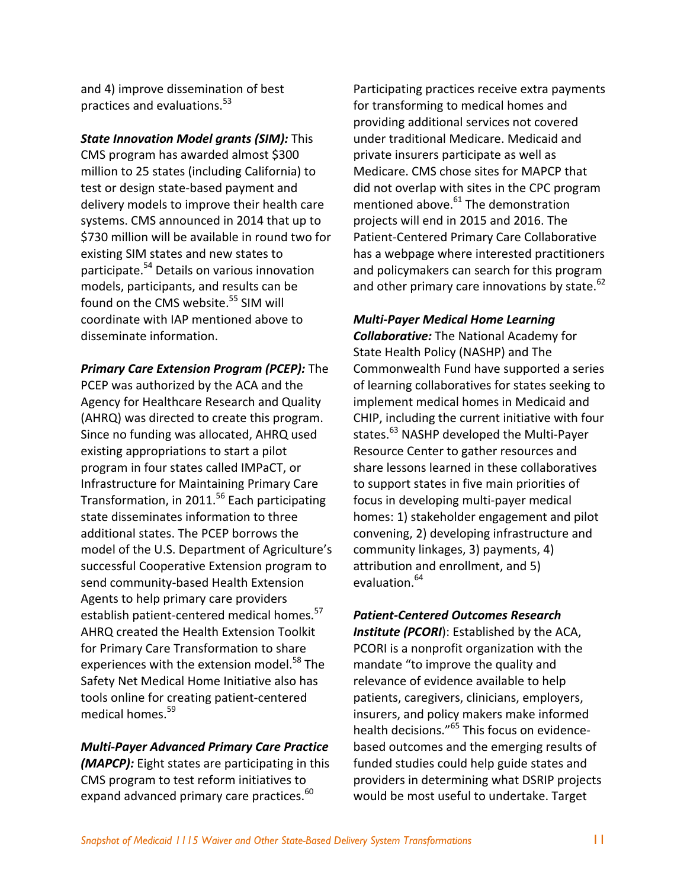and 4) improve dissemination of best practices and evaluations.[53]

***State Innovation Model grants (SIM):*** This CMS program has awarded almost $300 million to 25 states (including California) to test or design state-based payment and delivery models to improve their health care systems. CMS announced in 2014 that up to $730 million will be available in round two for existing SIM states and new states to participate.[54] Details on various innovation models, participants, and results can be found on the CMS website.[55] SIM will coordinate with IAP mentioned above to disseminate information.

***Primary Care Extension Program (PCEP):*** The PCEP was authorized by the ACA and the Agency for Healthcare Research and Quality (AHRQ) was directed to create this program. Since no funding was allocated, AHRQ used existing appropriations to start a pilot program in four states called IMPaCT, or Infrastructure for Maintaining Primary Care Transformation, in 2011.[56] Each participating state disseminates information to three additional states. The PCEP borrows the model of the U.S. Department of Agriculture's successful Cooperative Extension program to send community-based Health Extension Agents to help primary care providers establish patient-centered medical homes.[57] AHRQ created the Health Extension Toolkit for Primary Care Transformation to share experiences with the extension model.[58] The Safety Net Medical Home Initiative also has tools online for creating patient-centered medical homes.[59]

***Multi-Payer Advanced Primary Care Practice (MAPCP):*** Eight states are participating in this CMS program to test reform initiatives to expand advanced primary care practices.[60] Participating practices receive extra payments for transforming to medical homes and providing additional services not covered under traditional Medicare. Medicaid and private insurers participate as well as Medicare. CMS chose sites for MAPCP that did not overlap with sites in the CPC program mentioned above.[61] The demonstration projects will end in 2015 and 2016. The Patient-Centered Primary Care Collaborative has a webpage where interested practitioners and policymakers can search for this program and other primary care innovations by state.[62]

***Multi-Payer Medical Home Learning Collaborative:*** The National Academy for State Health Policy (NASHP) and The Commonwealth Fund have supported a series of learning collaboratives for states seeking to implement medical homes in Medicaid and CHIP, including the current initiative with four states.[63] NASHP developed the Multi-Payer Resource Center to gather resources and share lessons learned in these collaboratives to support states in five main priorities of focus in developing multi-payer medical homes: 1) stakeholder engagement and pilot convening, 2) developing infrastructure and community linkages, 3) payments, 4) attribution and enrollment, and 5) evaluation.[64]

***Patient-Centered Outcomes Research Institute (PCORI)***: Established by the ACA, PCORI is a nonprofit organization with the mandate "to improve the quality and relevance of evidence available to help patients, caregivers, clinicians, employers, insurers, and policy makers make informed health decisions."[65] This focus on evidence-based outcomes and the emerging results of funded studies could help guide states and providers in determining what DSRIP projects would be most useful to undertake. Target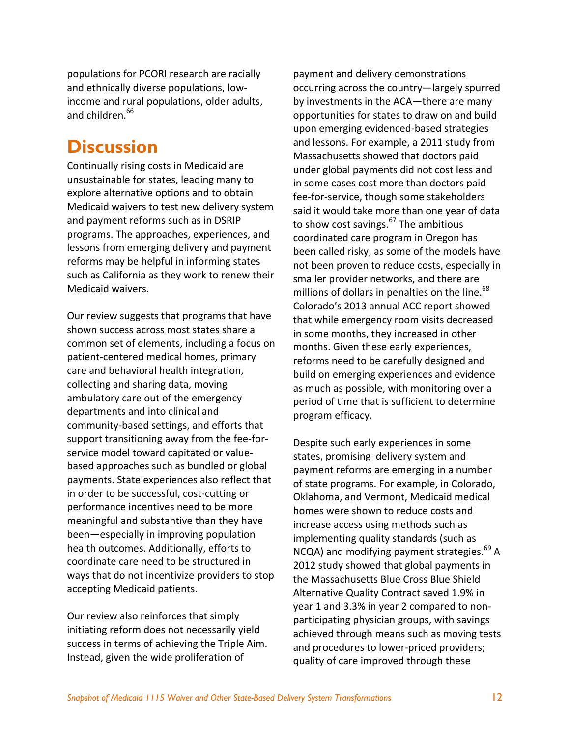populations for PCORI research are racially and ethnically diverse populations, low-income and rural populations, older adults, and children.[66]

# Discussion

Continually rising costs in Medicaid are unsustainable for states, leading many to explore alternative options and to obtain Medicaid waivers to test new delivery system and payment reforms such as in DSRIP programs. The approaches, experiences, and lessons from emerging delivery and payment reforms may be helpful in informing states such as California as they work to renew their Medicaid waivers.

Our review suggests that programs that have shown success across most states share a common set of elements, including a focus on patient-centered medical homes, primary care and behavioral health integration, collecting and sharing data, moving ambulatory care out of the emergency departments and into clinical and community-based settings, and efforts that support transitioning away from the fee-for-service model toward capitated or value-based approaches such as bundled or global payments. State experiences also reflect that in order to be successful, cost-cutting or performance incentives need to be more meaningful and substantive than they have been—especially in improving population health outcomes. Additionally, efforts to coordinate care need to be structured in ways that do not incentivize providers to stop accepting Medicaid patients.

Our review also reinforces that simply initiating reform does not necessarily yield success in terms of achieving the Triple Aim. Instead, given the wide proliferation of payment and delivery demonstrations occurring across the country—largely spurred by investments in the ACA—there are many opportunities for states to draw on and build upon emerging evidenced-based strategies and lessons. For example, a 2011 study from Massachusetts showed that doctors paid under global payments did not cost less and in some cases cost more than doctors paid fee-for-service, though some stakeholders said it would take more than one year of data to show cost savings.[67] The ambitious coordinated care program in Oregon has been called risky, as some of the models have not been proven to reduce costs, especially in smaller provider networks, and there are millions of dollars in penalties on the line.[68] Colorado's 2013 annual ACC report showed that while emergency room visits decreased in some months, they increased in other months. Given these early experiences, reforms need to be carefully designed and build on emerging experiences and evidence as much as possible, with monitoring over a period of time that is sufficient to determine program efficacy.

Despite such early experiences in some states, promising delivery system and payment reforms are emerging in a number of state programs. For example, in Colorado, Oklahoma, and Vermont, Medicaid medical homes were shown to reduce costs and increase access using methods such as implementing quality standards (such as NCQA) and modifying payment strategies.[69] A 2012 study showed that global payments in the Massachusetts Blue Cross Blue Shield Alternative Quality Contract saved 1.9% in year 1 and 3.3% in year 2 compared to non-participating physician groups, with savings achieved through means such as moving tests and procedures to lower-priced providers; quality of care improved through these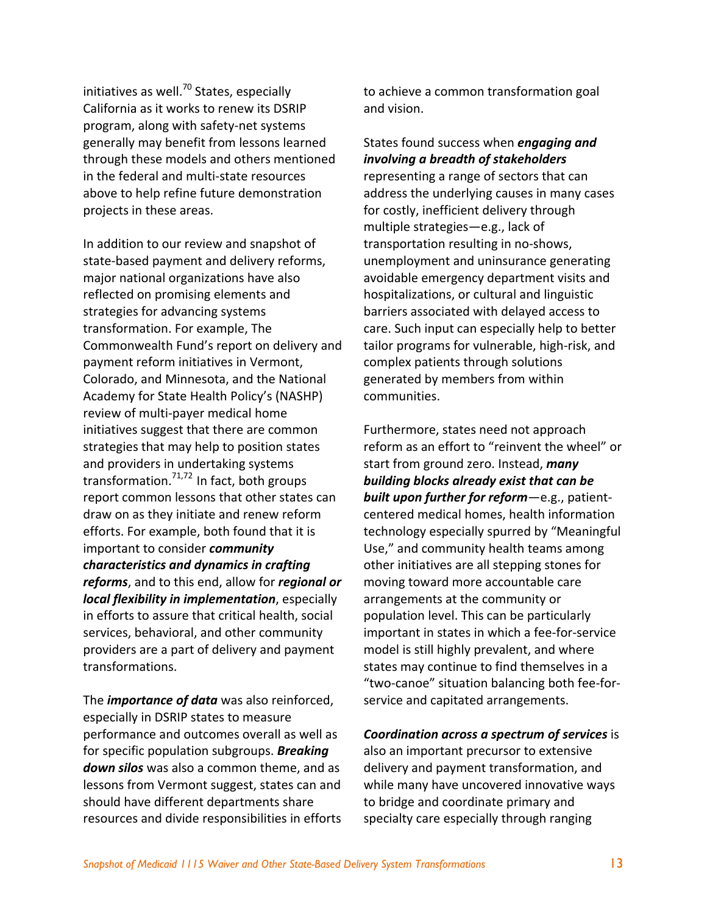initiatives as well.[70] States, especially California as it works to renew its DSRIP program, along with safety-net systems generally may benefit from lessons learned through these models and others mentioned in the federal and multi-state resources above to help refine future demonstration projects in these areas.

In addition to our review and snapshot of state-based payment and delivery reforms, major national organizations have also reflected on promising elements and strategies for advancing systems transformation. For example, The Commonwealth Fund's report on delivery and payment reform initiatives in Vermont, Colorado, and Minnesota, and the National Academy for State Health Policy's (NASHP) review of multi-payer medical home initiatives suggest that there are common strategies that may help to position states and providers in undertaking systems transformation.[71,72] In fact, both groups report common lessons that other states can draw on as they initiate and renew reform efforts. For example, both found that it is important to consider ***community characteristics and dynamics in crafting reforms***, and to this end, allow for ***regional or local flexibility in implementation***, especially in efforts to assure that critical health, social services, behavioral, and other community providers are a part of delivery and payment transformations.

The ***importance of data*** was also reinforced, especially in DSRIP states to measure performance and outcomes overall as well as for specific population subgroups. ***Breaking down silos*** was also a common theme, and as lessons from Vermont suggest, states can and should have different departments share resources and divide responsibilities in efforts to achieve a common transformation goal and vision.

States found success when ***engaging and involving a breadth of stakeholders*** representing a range of sectors that can address the underlying causes in many cases for costly, inefficient delivery through multiple strategies—e.g., lack of transportation resulting in no-shows, unemployment and uninsurance generating avoidable emergency department visits and hospitalizations, or cultural and linguistic barriers associated with delayed access to care. Such input can especially help to better tailor programs for vulnerable, high-risk, and complex patients through solutions generated by members from within communities.

Furthermore, states need not approach reform as an effort to "reinvent the wheel" or start from ground zero. Instead, ***many building blocks already exist that can be built upon further for reform***—e.g., patient-centered medical homes, health information technology especially spurred by "Meaningful Use," and community health teams among other initiatives are all stepping stones for moving toward more accountable care arrangements at the community or population level. This can be particularly important in states in which a fee-for-service model is still highly prevalent, and where states may continue to find themselves in a "two-canoe" situation balancing both fee-for-service and capitated arrangements.

***Coordination across a spectrum of services*** is also an important precursor to extensive delivery and payment transformation, and while many have uncovered innovative ways to bridge and coordinate primary and specialty care especially through ranging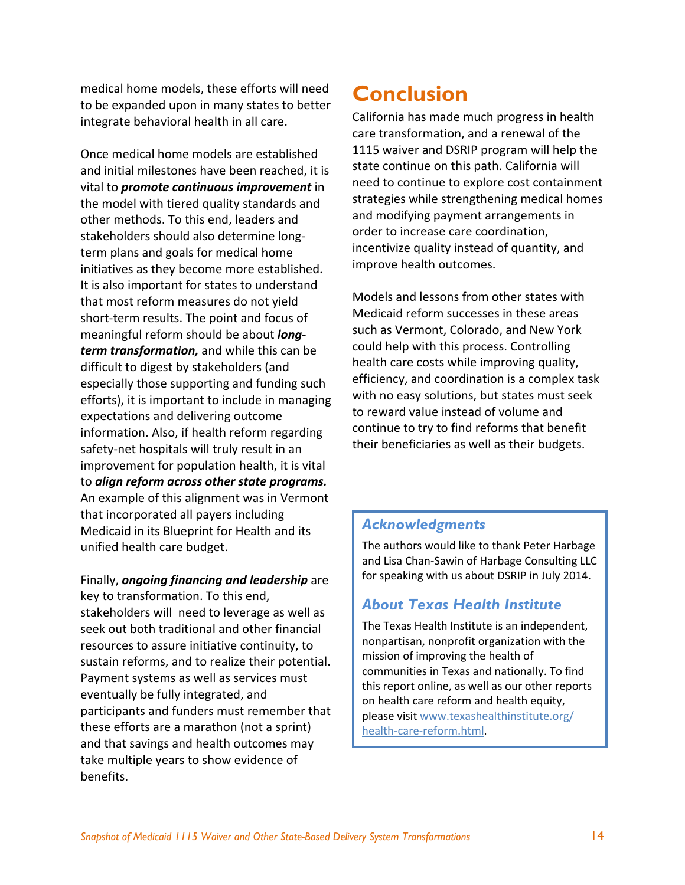medical home models, these efforts will need to be expanded upon in many states to better integrate behavioral health in all care.

Once medical home models are established and initial milestones have been reached, it is vital to ***promote continuous improvement*** in the model with tiered quality standards and other methods. To this end, leaders and stakeholders should also determine long-term plans and goals for medical home initiatives as they become more established. It is also important for states to understand that most reform measures do not yield short-term results. The point and focus of meaningful reform should be about ***long-term transformation,*** and while this can be difficult to digest by stakeholders (and especially those supporting and funding such efforts), it is important to include in managing expectations and delivering outcome information. Also, if health reform regarding safety-net hospitals will truly result in an improvement for population health, it is vital to ***align reform across other state programs.*** An example of this alignment was in Vermont that incorporated all payers including Medicaid in its Blueprint for Health and its unified health care budget.

Finally, ***ongoing financing and leadership*** are key to transformation. To this end, stakeholders will need to leverage as well as seek out both traditional and other financial resources to assure initiative continuity, to sustain reforms, and to realize their potential. Payment systems as well as services must eventually be fully integrated, and participants and funders must remember that these efforts are a marathon (not a sprint) and that savings and health outcomes may take multiple years to show evidence of benefits.

# Conclusion

California has made much progress in health care transformation, and a renewal of the 1115 waiver and DSRIP program will help the state continue on this path. California will need to continue to explore cost containment strategies while strengthening medical homes and modifying payment arrangements in order to increase care coordination, incentivize quality instead of quantity, and improve health outcomes.

Models and lessons from other states with Medicaid reform successes in these areas such as Vermont, Colorado, and New York could help with this process. Controlling health care costs while improving quality, efficiency, and coordination is a complex task with no easy solutions, but states must seek to reward value instead of volume and continue to try to find reforms that benefit their beneficiaries as well as their budgets.

### *Acknowledgments*

The authors would like to thank Peter Harbage and Lisa Chan-Sawin of Harbage Consulting LLC for speaking with us about DSRIP in July 2014.

### *About Texas Health Institute*

The Texas Health Institute is an independent, nonpartisan, nonprofit organization with the mission of improving the health of communities in Texas and nationally. To find this report online, as well as our other reports on health care reform and health equity, please visit [www.texashealthinstitute.org/health-care-reform.html](www.texashealthinstitute.org/health-care-reform.html).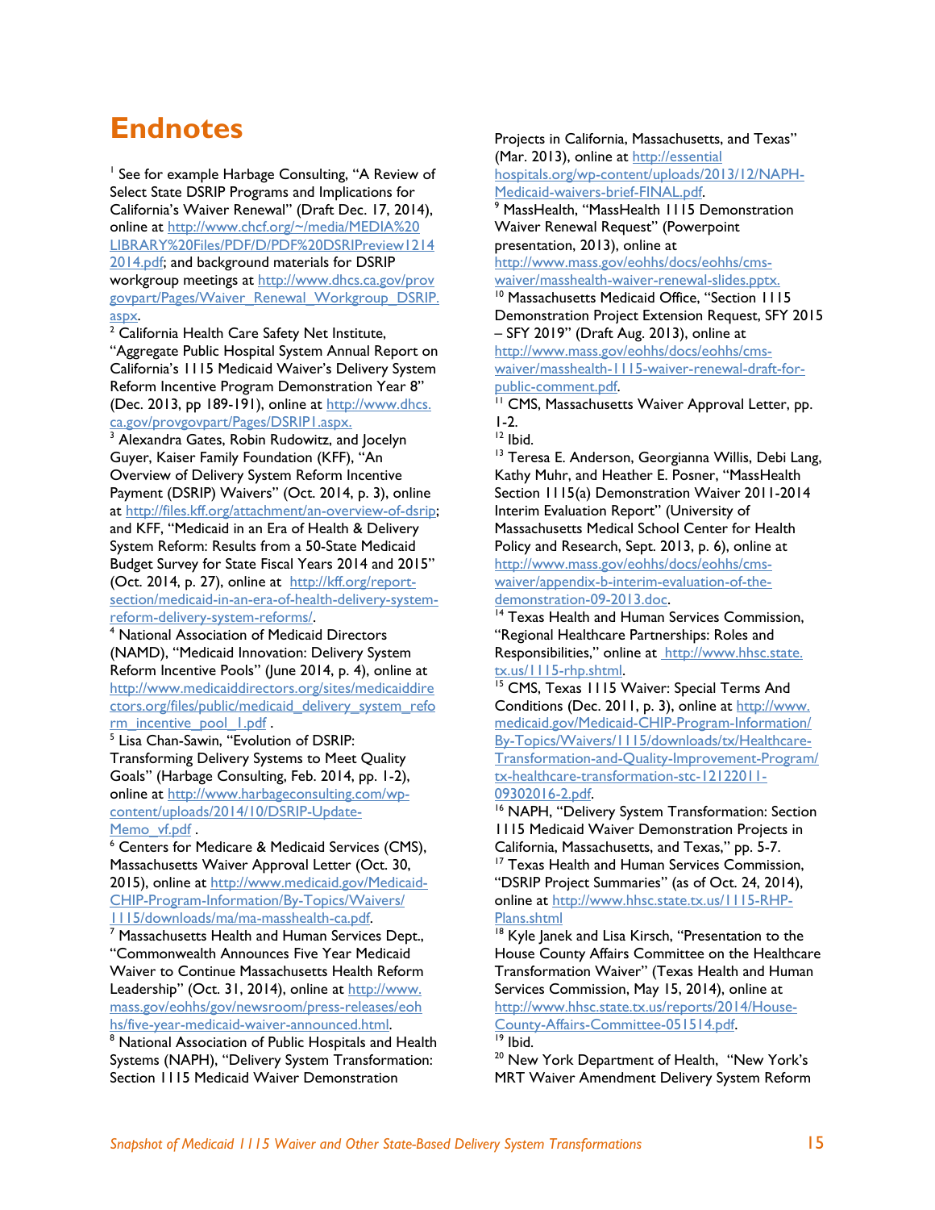# Endnotes

[1] See for example Harbage Consulting, "A Review of Select State DSRIP Programs and Implications for California's Waiver Renewal" (Draft Dec. 17, 2014), online at http://www.chcf.org/~/media/MEDIA%20LIBRARY%20Files/PDF/D/PDF%20DSRIPreview12142014.pdf; and background materials for DSRIP workgroup meetings at http://www.dhcs.ca.gov/provgovpart/Pages/Waiver_Renewal_Workgroup_DSRIP.aspx.

[2] California Health Care Safety Net Institute, "Aggregate Public Hospital System Annual Report on California's 1115 Medicaid Waiver's Delivery System Reform Incentive Program Demonstration Year 8" (Dec. 2013, pp 189-191), online at http://www.dhcs.ca.gov/provgovpart/Pages/DSRIP1.aspx.

[3] Alexandra Gates, Robin Rudowitz, and Jocelyn Guyer, Kaiser Family Foundation (KFF), "An Overview of Delivery System Reform Incentive Payment (DSRIP) Waivers" (Oct. 2014, p. 3), online at http://files.kff.org/attachment/an-overview-of-dsrip; and KFF, "Medicaid in an Era of Health & Delivery System Reform: Results from a 50-State Medicaid Budget Survey for State Fiscal Years 2014 and 2015" (Oct. 2014, p. 27), online at http://kff.org/report-section/medicaid-in-an-era-of-health-delivery-system-reform-delivery-system-reforms/.

[4] National Association of Medicaid Directors (NAMD), "Medicaid Innovation: Delivery System Reform Incentive Pools" (June 2014, p. 4), online at http://www.medicaiddirectors.org/sites/medicaiddirectors.org/files/public/medicaid_delivery_system_reform_incentive_pool_1.pdf .

[5] Lisa Chan-Sawin, "Evolution of DSRIP: Transforming Delivery Systems to Meet Quality Goals" (Harbage Consulting, Feb. 2014, pp. 1-2), online at http://www.harbageconsulting.com/wp-content/uploads/2014/10/DSRIP-Update-Memo_vf.pdf .

[6] Centers for Medicare & Medicaid Services (CMS), Massachusetts Waiver Approval Letter (Oct. 30, 2015), online at http://www.medicaid.gov/Medicaid-CHIP-Program-Information/By-Topics/Waivers/1115/downloads/ma/ma-masshealth-ca.pdf.

[7] Massachusetts Health and Human Services Dept., "Commonwealth Announces Five Year Medicaid Waiver to Continue Massachusetts Health Reform Leadership" (Oct. 31, 2014), online at http://www.mass.gov/eohhs/gov/newsroom/press-releases/eohhs/five-year-medicaid-waiver-announced.html.

[8] National Association of Public Hospitals and Health Systems (NAPH), "Delivery System Transformation: Section 1115 Medicaid Waiver Demonstration Projects in California, Massachusetts, and Texas" (Mar. 2013), online at http://essentialhospitals.org/wp-content/uploads/2013/12/NAPH-Medicaid-waivers-brief-FINAL.pdf.

[9] MassHealth, "MassHealth 1115 Demonstration Waiver Renewal Request" (Powerpoint presentation, 2013), online at http://www.mass.gov/eohhs/docs/eohhs/cms-waiver/masshealth-waiver-renewal-slides.pptx.

[10] Massachusetts Medicaid Office, "Section 1115 Demonstration Project Extension Request, SFY 2015 – SFY 2019" (Draft Aug. 2013), online at http://www.mass.gov/eohhs/docs/eohhs/cms-waiver/masshealth-1115-waiver-renewal-draft-for-public-comment.pdf.

[11] CMS, Massachusetts Waiver Approval Letter, pp. 1-2.

[12] Ibid.

[13] Teresa E. Anderson, Georgianna Willis, Debi Lang, Kathy Muhr, and Heather E. Posner, "MassHealth Section 1115(a) Demonstration Waiver 2011-2014 Interim Evaluation Report" (University of Massachusetts Medical School Center for Health Policy and Research, Sept. 2013, p. 6), online at http://www.mass.gov/eohhs/docs/eohhs/cms-waiver/appendix-b-interim-evaluation-of-the-demonstration-09-2013.doc.

[14] Texas Health and Human Services Commission, "Regional Healthcare Partnerships: Roles and Responsibilities," online at http://www.hhsc.state.tx.us/1115-rhp.shtml.

[15] CMS, Texas 1115 Waiver: Special Terms And Conditions (Dec. 2011, p. 3), online at http://www.medicaid.gov/Medicaid-CHIP-Program-Information/By-Topics/Waivers/1115/downloads/tx/Healthcare-Transformation-and-Quality-Improvement-Program/tx-healthcare-transformation-stc-12122011-09302016-2.pdf.

[16] NAPH, "Delivery System Transformation: Section 1115 Medicaid Waiver Demonstration Projects in California, Massachusetts, and Texas," pp. 5-7.

[17] Texas Health and Human Services Commission, "DSRIP Project Summaries" (as of Oct. 24, 2014), online at http://www.hhsc.state.tx.us/1115-RHP-Plans.shtml

[18] Kyle Janek and Lisa Kirsch, "Presentation to the House County Affairs Committee on the Healthcare Transformation Waiver" (Texas Health and Human Services Commission, May 15, 2014), online at http://www.hhsc.state.tx.us/reports/2014/House-County-Affairs-Committee-051514.pdf.

[19] Ibid.

[20] New York Department of Health, "New York's MRT Waiver Amendment Delivery System Reform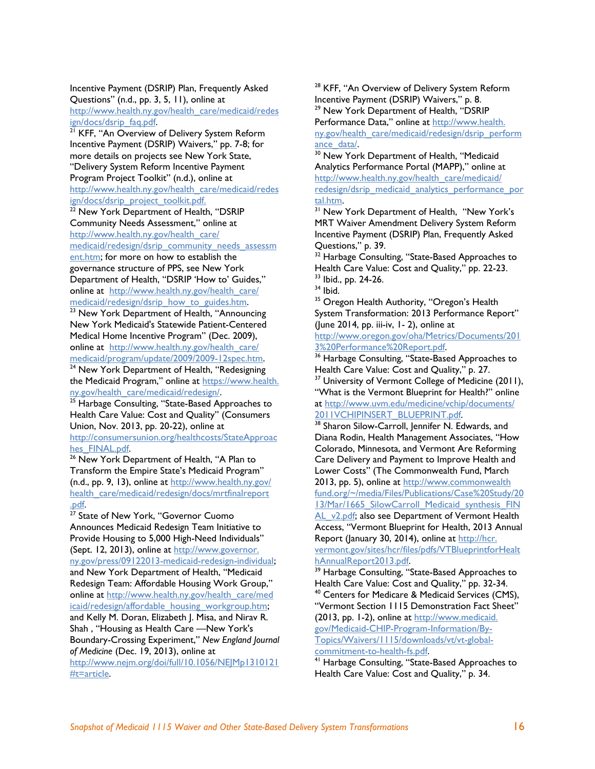Incentive Payment (DSRIP) Plan, Frequently Asked Questions" (n.d., pp. 3, 5, 11), online at http://www.health.ny.gov/health_care/medicaid/redesign/docs/dsrip_faq.pdf.

[21] KFF, "An Overview of Delivery System Reform Incentive Payment (DSRIP) Waivers," pp. 7-8; for more details on projects see New York State, "Delivery System Reform Incentive Payment Program Project Toolkit" (n.d.), online at http://www.health.ny.gov/health_care/medicaid/redesign/docs/dsrip_project_toolkit.pdf.

[22] New York Department of Health, "DSRIP Community Needs Assessment," online at http://www.health.ny.gov/health_care/medicaid/redesign/dsrip_community_needs_assessment.htm; for more on how to establish the governance structure of PPS, see New York Department of Health, "DSRIP 'How to' Guides," online at http://www.health.ny.gov/health_care/medicaid/redesign/dsrip_how_to_guides.htm.

[23] New York Department of Health, "Announcing New York Medicaid's Statewide Patient-Centered Medical Home Incentive Program" (Dec. 2009), online at http://www.health.ny.gov/health_care/medicaid/program/update/2009/2009-12spec.htm.

[24] New York Department of Health, "Redesigning the Medicaid Program," online at https://www.health.ny.gov/health_care/medicaid/redesign/.

[25] Harbage Consulting, "State-Based Approaches to Health Care Value: Cost and Quality" (Consumers Union, Nov. 2013, pp. 20-22), online at http://consumersunion.org/healthcosts/StateApproaches_FINAL.pdf.

[26] New York Department of Health, "A Plan to Transform the Empire State's Medicaid Program" (n.d., pp. 9, 13), online at http://www.health.ny.gov/health_care/medicaid/redesign/docs/mrtfinalreport.pdf.

[27] State of New York, "Governor Cuomo Announces Medicaid Redesign Team Initiative to Provide Housing to 5,000 High-Need Individuals" (Sept. 12, 2013), online at http://www.governor.ny.gov/press/09122013-medicaid-redesign-individual; and New York Department of Health, "Medicaid Redesign Team: Affordable Housing Work Group," online at http://www.health.ny.gov/health_care/medicaid/redesign/affordable_housing_workgroup.htm; and Kelly M. Doran, Elizabeth J. Misa, and Nirav R. Shah , "Housing as Health Care —New York's Boundary-Crossing Experiment," *New England Journal of Medicine* (Dec. 19, 2013), online at http://www.nejm.org/doi/full/10.1056/NEJMp1310121#t=article.

[28] KFF, "An Overview of Delivery System Reform Incentive Payment (DSRIP) Waivers," p. 8.

[29] New York Department of Health, "DSRIP Performance Data," online at http://www.health.ny.gov/health_care/medicaid/redesign/dsrip_performance_data/.

[30] New York Department of Health, "Medicaid Analytics Performance Portal (MAPP)," online at http://www.health.ny.gov/health_care/medicaid/redesign/dsrip_medicaid_analytics_performance_portal.htm.

[31] New York Department of Health, "New York's MRT Waiver Amendment Delivery System Reform Incentive Payment (DSRIP) Plan, Frequently Asked Questions," p. 39.

[32] Harbage Consulting, "State-Based Approaches to Health Care Value: Cost and Quality," pp. 22-23.

[33] Ibid., pp. 24-26.

[34] Ibid.

[35] Oregon Health Authority, "Oregon's Health System Transformation: 2013 Performance Report" (June 2014, pp. iii-iv, 1- 2), online at http://www.oregon.gov/oha/Metrics/Documents/2013%20Performance%20Report.pdf.

[36] Harbage Consulting, "State-Based Approaches to Health Care Value: Cost and Quality," p. 27.

[37] University of Vermont College of Medicine (2011), "What is the Vermont Blueprint for Health?" online at http://www.uvm.edu/medicine/vchip/documents/2011VCHIPINSERT_BLUEPRINT.pdf.

[38] Sharon Silow-Carroll, Jennifer N. Edwards, and Diana Rodin, Health Management Associates, "How Colorado, Minnesota, and Vermont Are Reforming Care Delivery and Payment to Improve Health and Lower Costs" (The Commonwealth Fund, March 2013, pp. 5), online at http://www.commonwealthfund.org/~/media/Files/Publications/Case%20Study/2013/Mar/1665_SilowCarroll_Medicaid_synthesis_FINAL_v2.pdf; also see Department of Vermont Health Access, "Vermont Blueprint for Health, 2013 Annual Report (January 30, 2014), online at http://hcr.vermont.gov/sites/hcr/files/pdfs/VTBlueprintforHealthAnnualReport2013.pdf.

[39] Harbage Consulting, "State-Based Approaches to Health Care Value: Cost and Quality," pp. 32-34.

[40] Centers for Medicare & Medicaid Services (CMS), "Vermont Section 1115 Demonstration Fact Sheet" (2013, pp. 1-2), online at http://www.medicaid.gov/Medicaid-CHIP-Program-Information/By-Topics/Waivers/1115/downloads/vt/vt-global-commitment-to-health-fs.pdf.

[41] Harbage Consulting, "State-Based Approaches to Health Care Value: Cost and Quality," p. 34.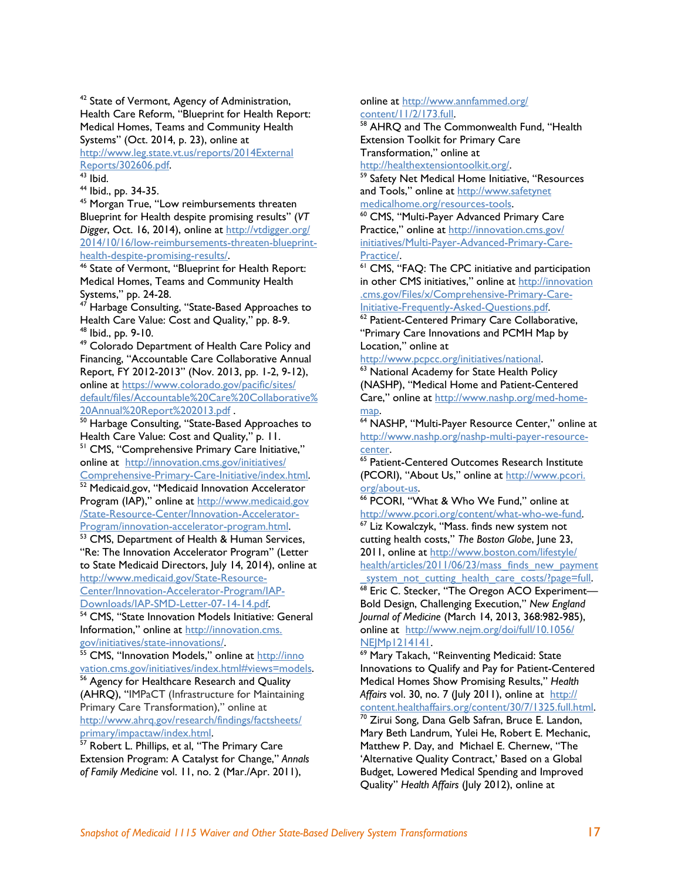[42] State of Vermont, Agency of Administration, Health Care Reform, "Blueprint for Health Report: Medical Homes, Teams and Community Health Systems" (Oct. 2014, p. 23), online at http://www.leg.state.vt.us/reports/2014ExternalReports/302606.pdf.

[43] Ibid.

[44] Ibid., pp. 34-35.

[45] Morgan True, "Low reimbursements threaten Blueprint for Health despite promising results" (*VT Digger*, Oct. 16, 2014), online at http://vtdigger.org/2014/10/16/low-reimbursements-threaten-blueprint-health-despite-promising-results/.

[46] State of Vermont, "Blueprint for Health Report: Medical Homes, Teams and Community Health Systems," pp. 24-28.

[47] Harbage Consulting, "State-Based Approaches to Health Care Value: Cost and Quality," pp. 8-9.

[48] Ibid., pp. 9-10.

[49] Colorado Department of Health Care Policy and Financing, "Accountable Care Collaborative Annual Report, FY 2012-2013" (Nov. 2013, pp. 1-2, 9-12), online at https://www.colorado.gov/pacific/sites/default/files/Accountable%20Care%20Collaborative%20Annual%20Report%202013.pdf .

[50] Harbage Consulting, "State-Based Approaches to Health Care Value: Cost and Quality," p. 11.

[51] CMS, "Comprehensive Primary Care Initiative," online at http://innovation.cms.gov/initiatives/Comprehensive-Primary-Care-Initiative/index.html.

[52] Medicaid.gov, "Medicaid Innovation Accelerator Program (IAP)," online at http://www.medicaid.gov/State-Resource-Center/Innovation-Accelerator-Program/innovation-accelerator-program.html.

[53] CMS, Department of Health & Human Services, "Re: The Innovation Accelerator Program" (Letter to State Medicaid Directors, July 14, 2014), online at http://www.medicaid.gov/State-Resource-Center/Innovation-Accelerator-Program/IAP-Downloads/IAP-SMD-Letter-07-14-14.pdf.

[54] CMS, "State Innovation Models Initiative: General Information," online at http://innovation.cms.gov/initiatives/state-innovations/.

[55] CMS, "Innovation Models," online at http://innovation.cms.gov/initiatives/index.html#views=models.

[56] Agency for Healthcare Research and Quality (AHRQ), "IMPaCT (Infrastructure for Maintaining Primary Care Transformation)," online at http://www.ahrq.gov/research/findings/factsheets/primary/impactaw/index.html.

[57] Robert L. Phillips, et al, "The Primary Care Extension Program: A Catalyst for Change," *Annals of Family Medicine* vol. 11, no. 2 (Mar./Apr. 2011), online at http://www.annfammed.org/content/11/2/173.full.

[58] AHRQ and The Commonwealth Fund, "Health Extension Toolkit for Primary Care Transformation," online at http://healthextensiontoolkit.org/.

[59] Safety Net Medical Home Initiative, "Resources and Tools," online at http://www.safetynetmedicalhome.org/resources-tools.

[60] CMS, "Multi-Payer Advanced Primary Care Practice," online at http://innovation.cms.gov/initiatives/Multi-Payer-Advanced-Primary-Care-Practice/.

[61] CMS, "FAQ: The CPC initiative and participation in other CMS initiatives," online at http://innovation.cms.gov/Files/x/Comprehensive-Primary-Care-Initiative-Frequently-Asked-Questions.pdf.

[62] Patient-Centered Primary Care Collaborative, "Primary Care Innovations and PCMH Map by Location," online at http://www.pcpcc.org/initiatives/national.

[63] National Academy for State Health Policy (NASHP), "Medical Home and Patient-Centered Care," online at http://www.nashp.org/med-home-map.

[64] NASHP, "Multi-Payer Resource Center," online at http://www.nashp.org/nashp-multi-payer-resource-center.

[65] Patient-Centered Outcomes Research Institute (PCORI), "About Us," online at http://www.pcori.org/about-us.

[66] PCORI, "What & Who We Fund," online at http://www.pcori.org/content/what-who-we-fund.

[67] Liz Kowalczyk, "Mass. finds new system not cutting health costs," *The Boston Globe*, June 23, 2011, online at http://www.boston.com/lifestyle/health/articles/2011/06/23/mass_finds_new_payment_system_not_cutting_health_care_costs/?page=full.

[68] Eric C. Stecker, "The Oregon ACO Experiment—Bold Design, Challenging Execution," *New England Journal of Medicine* (March 14, 2013, 368:982-985), online at http://www.nejm.org/doi/full/10.1056/NEJMp1214141.

[69] Mary Takach, "Reinventing Medicaid: State Innovations to Qualify and Pay for Patient-Centered Medical Homes Show Promising Results," *Health Affairs* vol. 30, no. 7 (July 2011), online at content.healthaffairs.org/content/30/7/1325.full.html.

[70] Zirui Song, Dana Gelb Safran, Bruce E. Landon, Mary Beth Landrum, Yulei He, Robert E. Mechanic, Matthew P. Day, and Michael E. Chernew, "The 'Alternative Quality Contract,' Based on a Global Budget, Lowered Medical Spending and Improved Quality" *Health Affairs* (July 2012), online at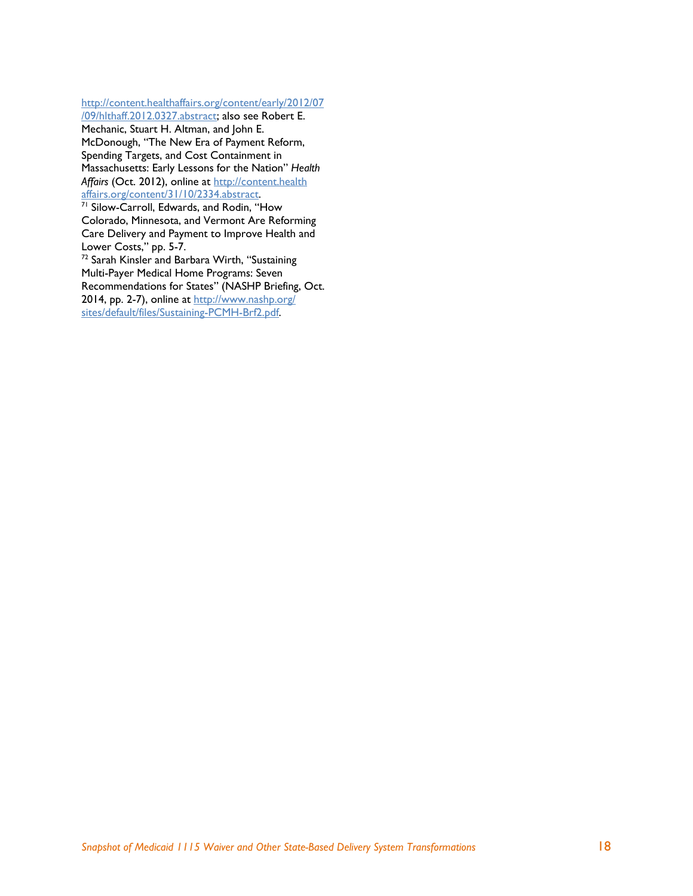http://content.healthaffairs.org/content/early/2012/07/09/hlthaff.2012.0327.abstract; also see Robert E. Mechanic, Stuart H. Altman, and John E. McDonough, "The New Era of Payment Reform, Spending Targets, and Cost Containment in Massachusetts: Early Lessons for the Nation" *Health Affairs* (Oct. 2012), online at http://content.healthaffairs.org/content/31/10/2334.abstract.

[71] Silow-Carroll, Edwards, and Rodin, "How Colorado, Minnesota, and Vermont Are Reforming Care Delivery and Payment to Improve Health and Lower Costs," pp. 5-7.

[72] Sarah Kinsler and Barbara Wirth, "Sustaining Multi-Payer Medical Home Programs: Seven Recommendations for States" (NASHP Briefing, Oct. 2014, pp. 2-7), online at http://www.nashp.org/sites/default/files/Sustaining-PCMH-Brf2.pdf.